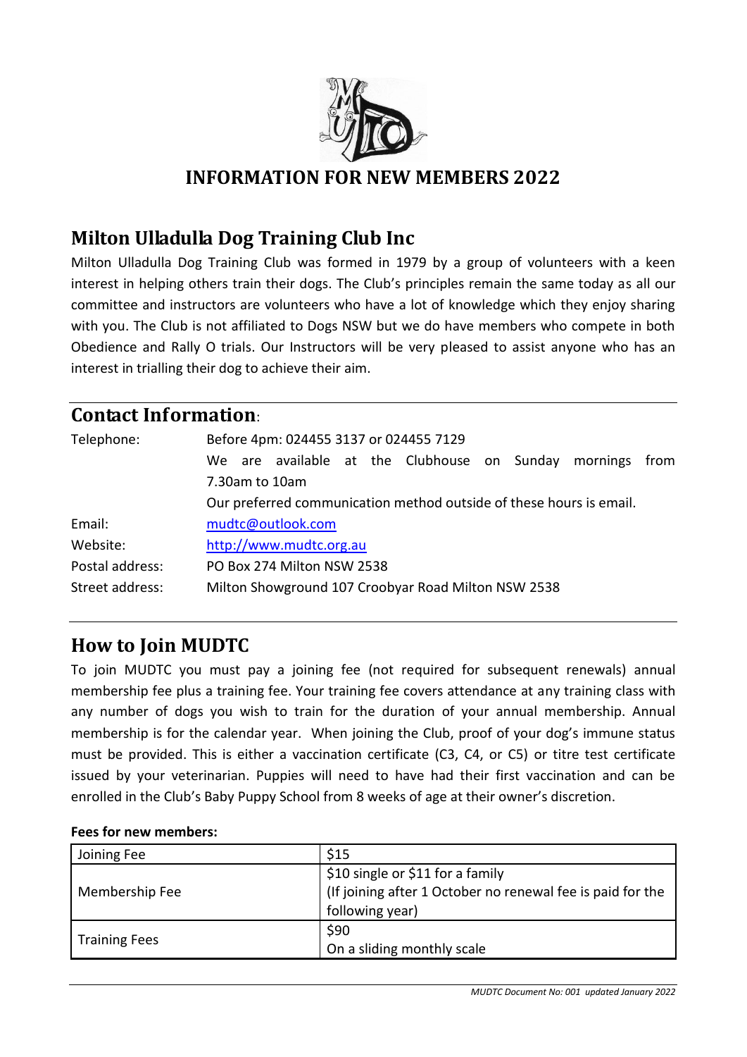# INFORMATION FOR NEW MEMBERS 2022

## Milton Ulladulla Dog Training Club Inc

Milton Ulladulla Dog Training Club was formed in 1979 by a group of volunteers with a keen interest in helping others train their dogs. The Club's principles remain the same today as all our committee and instructors are volunteers who have a lot of knowledge which they enjoy sharing with you. The Club is not affiliated to Dogs NSW but we do have members who compete in both Obedience and Rally O trials. Our Instructors will be very pleased to assist anyone who has an interest in trialling their dog to achieve their aim.

## Contact Information:

| | |
|---|---|
| Telephone: | Before 4pm: 024455 3137 or 024455 7129<br>We are available at the Clubhouse on Sunday mornings from 7.30am to 10am<br>Our preferred communication method outside of these hours is email. |
| Email: | mudtc@outlook.com |
| Website: | http://www.mudtc.org.au |
| Postal address: | PO Box 274 Milton NSW 2538 |
| Street address: | Milton Showground 107 Croobyar Road Milton NSW 2538 |

## How to Join MUDTC

To join MUDTC you must pay a joining fee (not required for subsequent renewals) annual membership fee plus a training fee. Your training fee covers attendance at any training class with any number of dogs you wish to train for the duration of your annual membership. Annual membership is for the calendar year. When joining the Club, proof of your dog's immune status must be provided. This is either a vaccination certificate (C3, C4, or C5) or titre test certificate issued by your veterinarian. Puppies will need to have had their first vaccination and can be enrolled in the Club's Baby Puppy School from 8 weeks of age at their owner's discretion.

**Fees for new members:**

| | |
|---|---|
| Joining Fee | $15 |
| Membership Fee | $10 single or $11 for a family<br>(If joining after 1 October no renewal fee is paid for the following year) |
| Training Fees | $90<br>On a sliding monthly scale |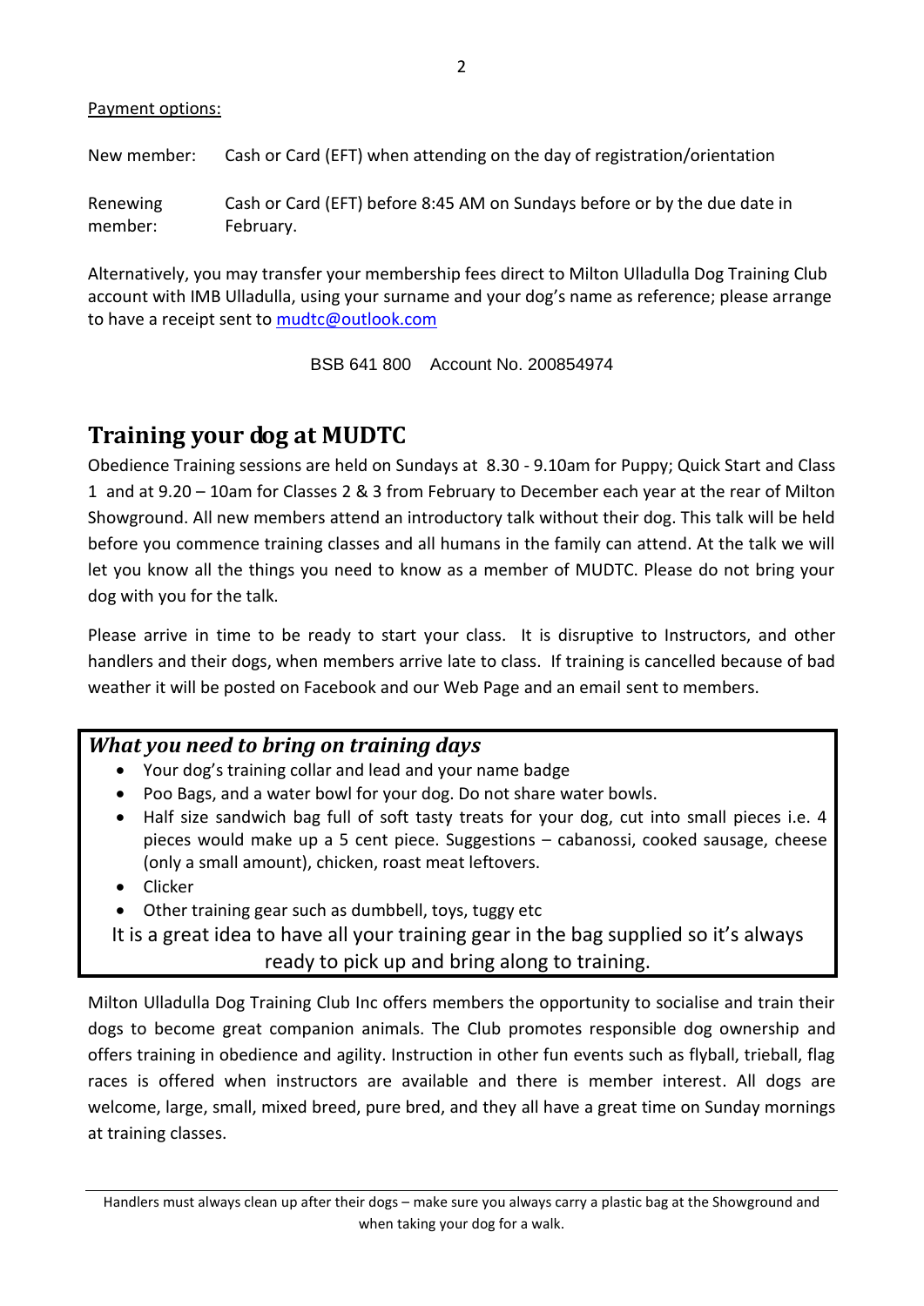Payment options:

New member: Cash or Card (EFT) when attending on the day of registration/orientation

Renewing member: Cash or Card (EFT) before 8:45 AM on Sundays before or by the due date in February.

Alternatively, you may transfer your membership fees direct to Milton Ulladulla Dog Training Club account with IMB Ulladulla, using your surname and your dog's name as reference; please arrange to have a receipt sent to mudtc@outlook.com

BSB 641 800 Account No. 200854974

## Training your dog at MUDTC

Obedience Training sessions are held on Sundays at 8.30 - 9.10am for Puppy; Quick Start and Class 1 and at 9.20 – 10am for Classes 2 & 3 from February to December each year at the rear of Milton Showground. All new members attend an introductory talk without their dog. This talk will be held before you commence training classes and all humans in the family can attend. At the talk we will let you know all the things you need to know as a member of MUDTC. Please do not bring your dog with you for the talk.

Please arrive in time to be ready to start your class. It is disruptive to Instructors, and other handlers and their dogs, when members arrive late to class. If training is cancelled because of bad weather it will be posted on Facebook and our Web Page and an email sent to members.

### *What you need to bring on training days*

- Your dog's training collar and lead and your name badge
- Poo Bags, and a water bowl for your dog. Do not share water bowls.
- Half size sandwich bag full of soft tasty treats for your dog, cut into small pieces i.e. 4 pieces would make up a 5 cent piece. Suggestions – cabanossi, cooked sausage, cheese (only a small amount), chicken, roast meat leftovers.
- Clicker
- Other training gear such as dumbbell, toys, tuggy etc

It is a great idea to have all your training gear in the bag supplied so it's always ready to pick up and bring along to training.

Milton Ulladulla Dog Training Club Inc offers members the opportunity to socialise and train their dogs to become great companion animals. The Club promotes responsible dog ownership and offers training in obedience and agility. Instruction in other fun events such as flyball, trieball, flag races is offered when instructors are available and there is member interest. All dogs are welcome, large, small, mixed breed, pure bred, and they all have a great time on Sunday mornings at training classes.

Handlers must always clean up after their dogs – make sure you always carry a plastic bag at the Showground and when taking your dog for a walk.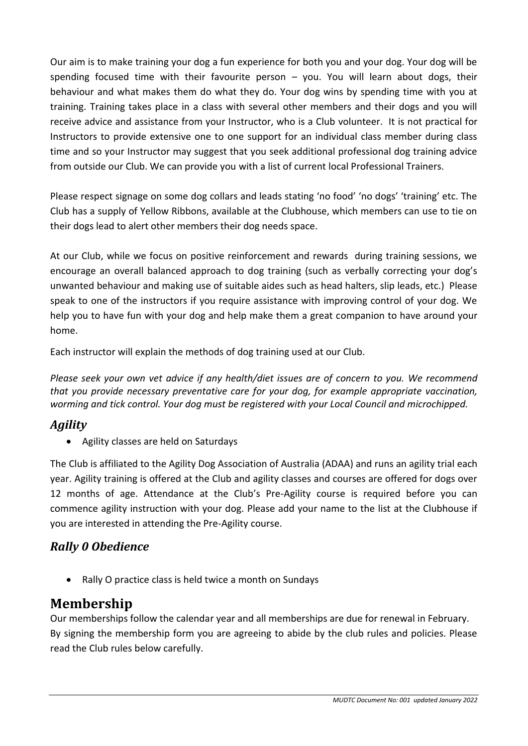Our aim is to make training your dog a fun experience for both you and your dog. Your dog will be spending focused time with their favourite person – you. You will learn about dogs, their behaviour and what makes them do what they do. Your dog wins by spending time with you at training. Training takes place in a class with several other members and their dogs and you will receive advice and assistance from your Instructor, who is a Club volunteer. It is not practical for Instructors to provide extensive one to one support for an individual class member during class time and so your Instructor may suggest that you seek additional professional dog training advice from outside our Club. We can provide you with a list of current local Professional Trainers.

Please respect signage on some dog collars and leads stating 'no food' 'no dogs' 'training' etc. The Club has a supply of Yellow Ribbons, available at the Clubhouse, which members can use to tie on their dogs lead to alert other members their dog needs space.

At our Club, while we focus on positive reinforcement and rewards during training sessions, we encourage an overall balanced approach to dog training (such as verbally correcting your dog's unwanted behaviour and making use of suitable aides such as head halters, slip leads, etc.) Please speak to one of the instructors if you require assistance with improving control of your dog. We help you to have fun with your dog and help make them a great companion to have around your home.

Each instructor will explain the methods of dog training used at our Club.

*Please seek your own vet advice if any health/diet issues are of concern to you. We recommend that you provide necessary preventative care for your dog, for example appropriate vaccination, worming and tick control. Your dog must be registered with your Local Council and microchipped.*

### *Agility*

- Agility classes are held on Saturdays

The Club is affiliated to the Agility Dog Association of Australia (ADAA) and runs an agility trial each year. Agility training is offered at the Club and agility classes and courses are offered for dogs over 12 months of age. Attendance at the Club's Pre-Agility course is required before you can commence agility instruction with your dog. Please add your name to the list at the Clubhouse if you are interested in attending the Pre-Agility course.

### *Rally 0 Obedience*

- Rally O practice class is held twice a month on Sundays

## Membership

Our memberships follow the calendar year and all memberships are due for renewal in February.
By signing the membership form you are agreeing to abide by the club rules and policies. Please read the Club rules below carefully.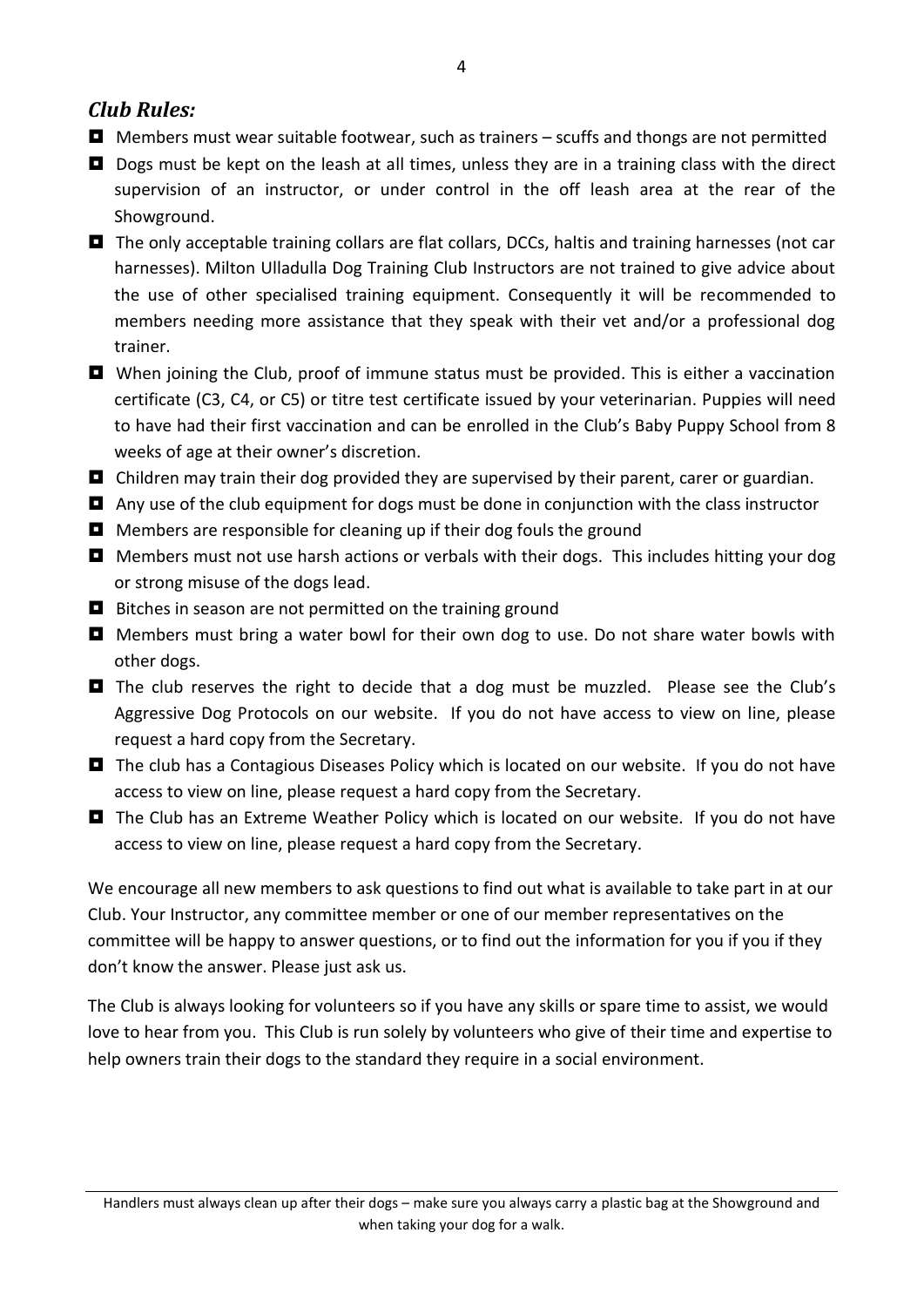## *Club Rules:*

- Members must wear suitable footwear, such as trainers – scuffs and thongs are not permitted
- Dogs must be kept on the leash at all times, unless they are in a training class with the direct supervision of an instructor, or under control in the off leash area at the rear of the Showground.
- The only acceptable training collars are flat collars, DCCs, haltis and training harnesses (not car harnesses). Milton Ulladulla Dog Training Club Instructors are not trained to give advice about the use of other specialised training equipment. Consequently it will be recommended to members needing more assistance that they speak with their vet and/or a professional dog trainer.
- When joining the Club, proof of immune status must be provided. This is either a vaccination certificate (C3, C4, or C5) or titre test certificate issued by your veterinarian. Puppies will need to have had their first vaccination and can be enrolled in the Club's Baby Puppy School from 8 weeks of age at their owner's discretion.
- Children may train their dog provided they are supervised by their parent, carer or guardian.
- Any use of the club equipment for dogs must be done in conjunction with the class instructor
- Members are responsible for cleaning up if their dog fouls the ground
- Members must not use harsh actions or verbals with their dogs. This includes hitting your dog or strong misuse of the dogs lead.
- Bitches in season are not permitted on the training ground
- Members must bring a water bowl for their own dog to use. Do not share water bowls with other dogs.
- The club reserves the right to decide that a dog must be muzzled. Please see the Club's Aggressive Dog Protocols on our website. If you do not have access to view on line, please request a hard copy from the Secretary.
- The club has a Contagious Diseases Policy which is located on our website. If you do not have access to view on line, please request a hard copy from the Secretary.
- The Club has an Extreme Weather Policy which is located on our website. If you do not have access to view on line, please request a hard copy from the Secretary.

We encourage all new members to ask questions to find out what is available to take part in at our Club. Your Instructor, any committee member or one of our member representatives on the committee will be happy to answer questions, or to find out the information for you if you if they don't know the answer. Please just ask us.

The Club is always looking for volunteers so if you have any skills or spare time to assist, we would love to hear from you. This Club is run solely by volunteers who give of their time and expertise to help owners train their dogs to the standard they require in a social environment.

Handlers must always clean up after their dogs – make sure you always carry a plastic bag at the Showground and when taking your dog for a walk.